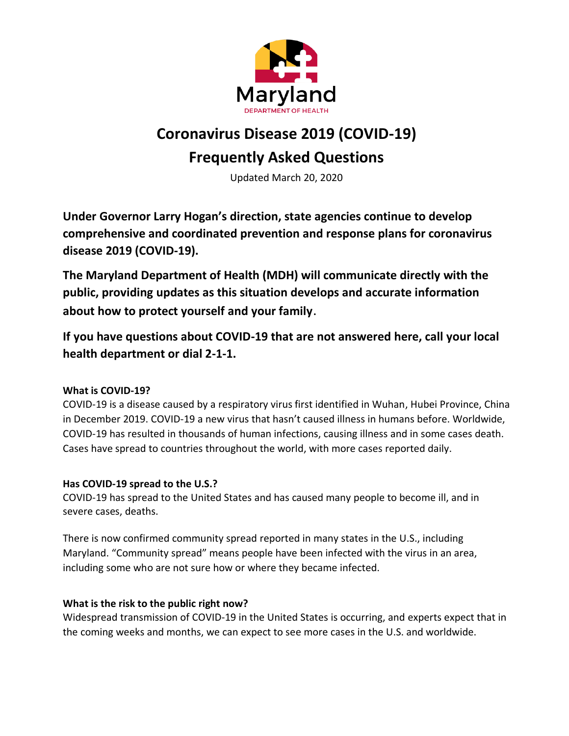Maryland

DEPARTMENT OF HEALTH

# Coronavirus Disease 2019 (COVID-19)
# Frequently Asked Questions

Updated March 20, 2020

**Under Governor Larry Hogan's direction, state agencies continue to develop comprehensive and coordinated prevention and response plans for coronavirus disease 2019 (COVID-19).**

**The Maryland Department of Health (MDH) will communicate directly with the public, providing updates as this situation develops and accurate information about how to protect yourself and your family.**

**If you have questions about COVID-19 that are not answered here, call your local health department or dial 2-1-1.**

### What is COVID-19?

COVID-19 is a disease caused by a respiratory virus first identified in Wuhan, Hubei Province, China in December 2019. COVID-19 a new virus that hasn't caused illness in humans before. Worldwide, COVID-19 has resulted in thousands of human infections, causing illness and in some cases death. Cases have spread to countries throughout the world, with more cases reported daily.

### Has COVID-19 spread to the U.S.?

COVID-19 has spread to the United States and has caused many people to become ill, and in severe cases, deaths.

There is now confirmed community spread reported in many states in the U.S., including Maryland. "Community spread" means people have been infected with the virus in an area, including some who are not sure how or where they became infected.

### What is the risk to the public right now?

Widespread transmission of COVID-19 in the United States is occurring, and experts expect that in the coming weeks and months, we can expect to see more cases in the U.S. and worldwide.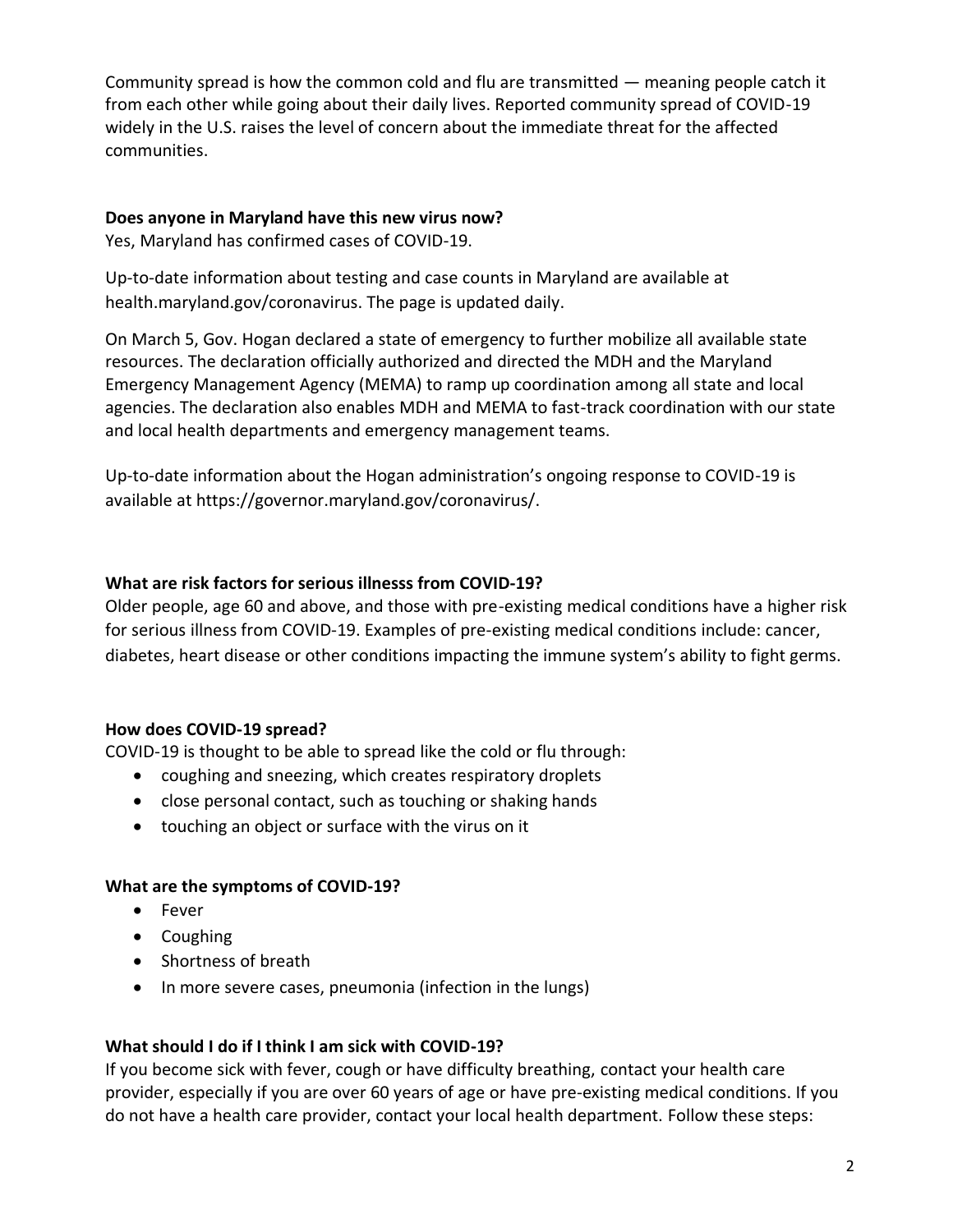Community spread is how the common cold and flu are transmitted — meaning people catch it from each other while going about their daily lives. Reported community spread of COVID-19 widely in the U.S. raises the level of concern about the immediate threat for the affected communities.

**Does anyone in Maryland have this new virus now?**
Yes, Maryland has confirmed cases of COVID-19.

Up-to-date information about testing and case counts in Maryland are available at health.maryland.gov/coronavirus. The page is updated daily.

On March 5, Gov. Hogan declared a state of emergency to further mobilize all available state resources. The declaration officially authorized and directed the MDH and the Maryland Emergency Management Agency (MEMA) to ramp up coordination among all state and local agencies. The declaration also enables MDH and MEMA to fast-track coordination with our state and local health departments and emergency management teams.

Up-to-date information about the Hogan administration's ongoing response to COVID-19 is available at https://governor.maryland.gov/coronavirus/.

**What are risk factors for serious illnesss from COVID-19?**
Older people, age 60 and above, and those with pre-existing medical conditions have a higher risk for serious illness from COVID-19. Examples of pre-existing medical conditions include: cancer, diabetes, heart disease or other conditions impacting the immune system's ability to fight germs.

**How does COVID-19 spread?**
COVID-19 is thought to be able to spread like the cold or flu through:

- coughing and sneezing, which creates respiratory droplets
- close personal contact, such as touching or shaking hands
- touching an object or surface with the virus on it

**What are the symptoms of COVID-19?**

- Fever
- Coughing
- Shortness of breath
- In more severe cases, pneumonia (infection in the lungs)

**What should I do if I think I am sick with COVID-19?**
If you become sick with fever, cough or have difficulty breathing, contact your health care provider, especially if you are over 60 years of age or have pre-existing medical conditions. If you do not have a health care provider, contact your local health department. Follow these steps: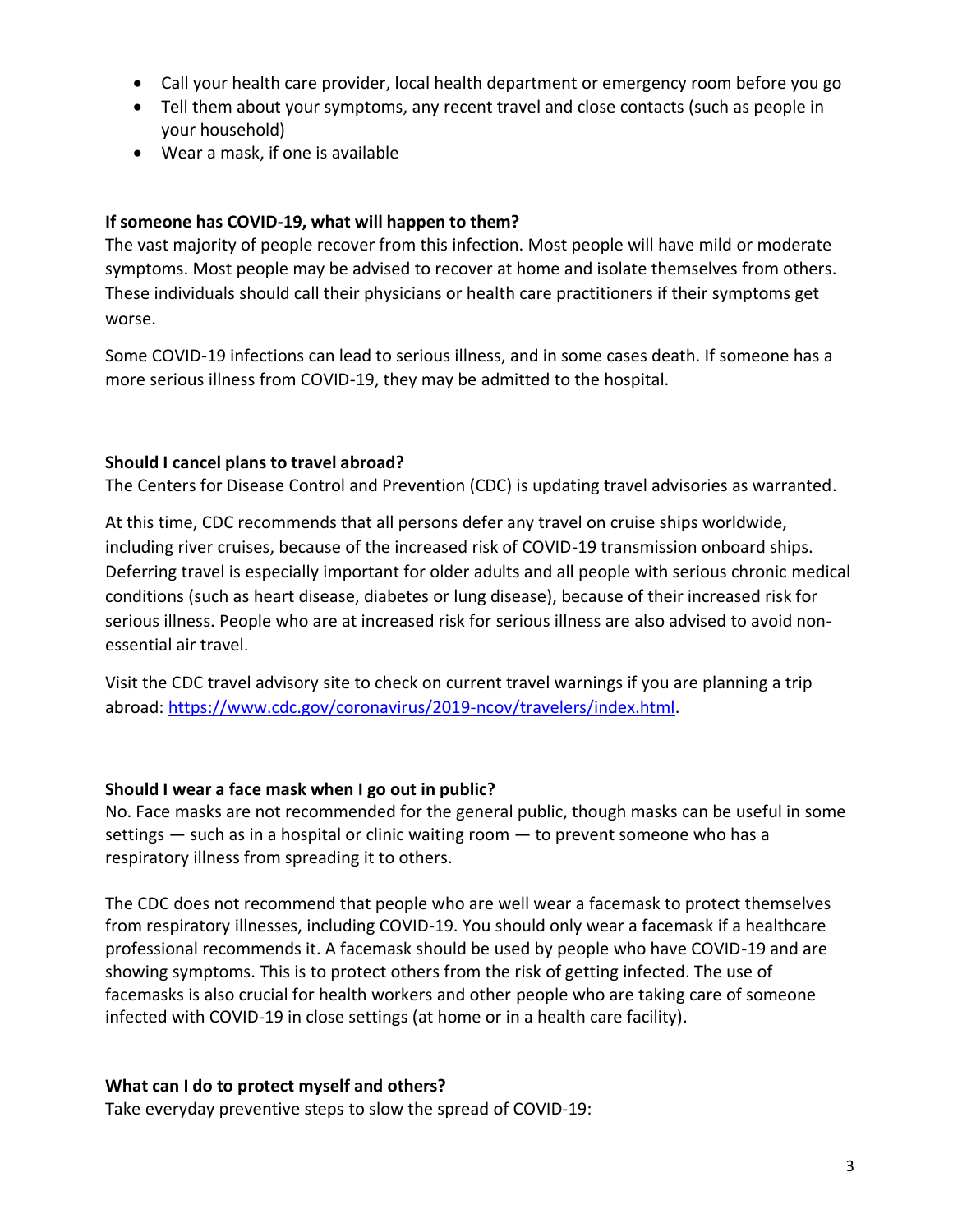- Call your health care provider, local health department or emergency room before you go
- Tell them about your symptoms, any recent travel and close contacts (such as people in your household)
- Wear a mask, if one is available

**If someone has COVID-19, what will happen to them?**

The vast majority of people recover from this infection. Most people will have mild or moderate symptoms. Most people may be advised to recover at home and isolate themselves from others. These individuals should call their physicians or health care practitioners if their symptoms get worse.

Some COVID-19 infections can lead to serious illness, and in some cases death. If someone has a more serious illness from COVID-19, they may be admitted to the hospital.

**Should I cancel plans to travel abroad?**

The Centers for Disease Control and Prevention (CDC) is updating travel advisories as warranted.

At this time, CDC recommends that all persons defer any travel on cruise ships worldwide, including river cruises, because of the increased risk of COVID-19 transmission onboard ships. Deferring travel is especially important for older adults and all people with serious chronic medical conditions (such as heart disease, diabetes or lung disease), because of their increased risk for serious illness. People who are at increased risk for serious illness are also advised to avoid non-essential air travel.

Visit the CDC travel advisory site to check on current travel warnings if you are planning a trip abroad: [https://www.cdc.gov/coronavirus/2019-ncov/travelers/index.html](https://www.cdc.gov/coronavirus/2019-ncov/travelers/index.html).

**Should I wear a face mask when I go out in public?**

No. Face masks are not recommended for the general public, though masks can be useful in some settings — such as in a hospital or clinic waiting room — to prevent someone who has a respiratory illness from spreading it to others.

The CDC does not recommend that people who are well wear a facemask to protect themselves from respiratory illnesses, including COVID-19. You should only wear a facemask if a healthcare professional recommends it. A facemask should be used by people who have COVID-19 and are showing symptoms. This is to protect others from the risk of getting infected. The use of facemasks is also crucial for health workers and other people who are taking care of someone infected with COVID-19 in close settings (at home or in a health care facility).

**What can I do to protect myself and others?**

Take everyday preventive steps to slow the spread of COVID-19: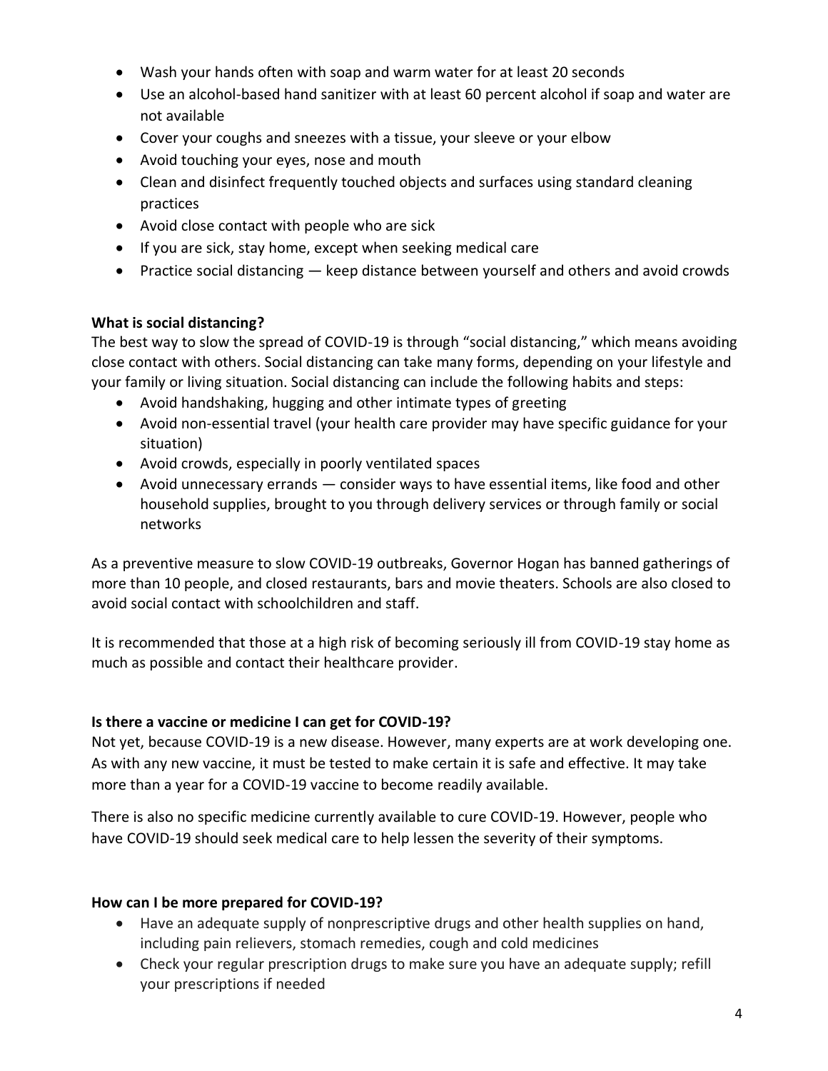- Wash your hands often with soap and warm water for at least 20 seconds
- Use an alcohol-based hand sanitizer with at least 60 percent alcohol if soap and water are not available
- Cover your coughs and sneezes with a tissue, your sleeve or your elbow
- Avoid touching your eyes, nose and mouth
- Clean and disinfect frequently touched objects and surfaces using standard cleaning practices
- Avoid close contact with people who are sick
- If you are sick, stay home, except when seeking medical care
- Practice social distancing — keep distance between yourself and others and avoid crowds

**What is social distancing?**

The best way to slow the spread of COVID-19 is through "social distancing," which means avoiding close contact with others. Social distancing can take many forms, depending on your lifestyle and your family or living situation. Social distancing can include the following habits and steps:

- Avoid handshaking, hugging and other intimate types of greeting
- Avoid non-essential travel (your health care provider may have specific guidance for your situation)
- Avoid crowds, especially in poorly ventilated spaces
- Avoid unnecessary errands — consider ways to have essential items, like food and other household supplies, brought to you through delivery services or through family or social networks

As a preventive measure to slow COVID-19 outbreaks, Governor Hogan has banned gatherings of more than 10 people, and closed restaurants, bars and movie theaters. Schools are also closed to avoid social contact with schoolchildren and staff.

It is recommended that those at a high risk of becoming seriously ill from COVID-19 stay home as much as possible and contact their healthcare provider.

**Is there a vaccine or medicine I can get for COVID-19?**

Not yet, because COVID-19 is a new disease. However, many experts are at work developing one. As with any new vaccine, it must be tested to make certain it is safe and effective. It may take more than a year for a COVID-19 vaccine to become readily available.

There is also no specific medicine currently available to cure COVID-19. However, people who have COVID-19 should seek medical care to help lessen the severity of their symptoms.

**How can I be more prepared for COVID-19?**

- Have an adequate supply of nonprescriptive drugs and other health supplies on hand, including pain relievers, stomach remedies, cough and cold medicines
- Check your regular prescription drugs to make sure you have an adequate supply; refill your prescriptions if needed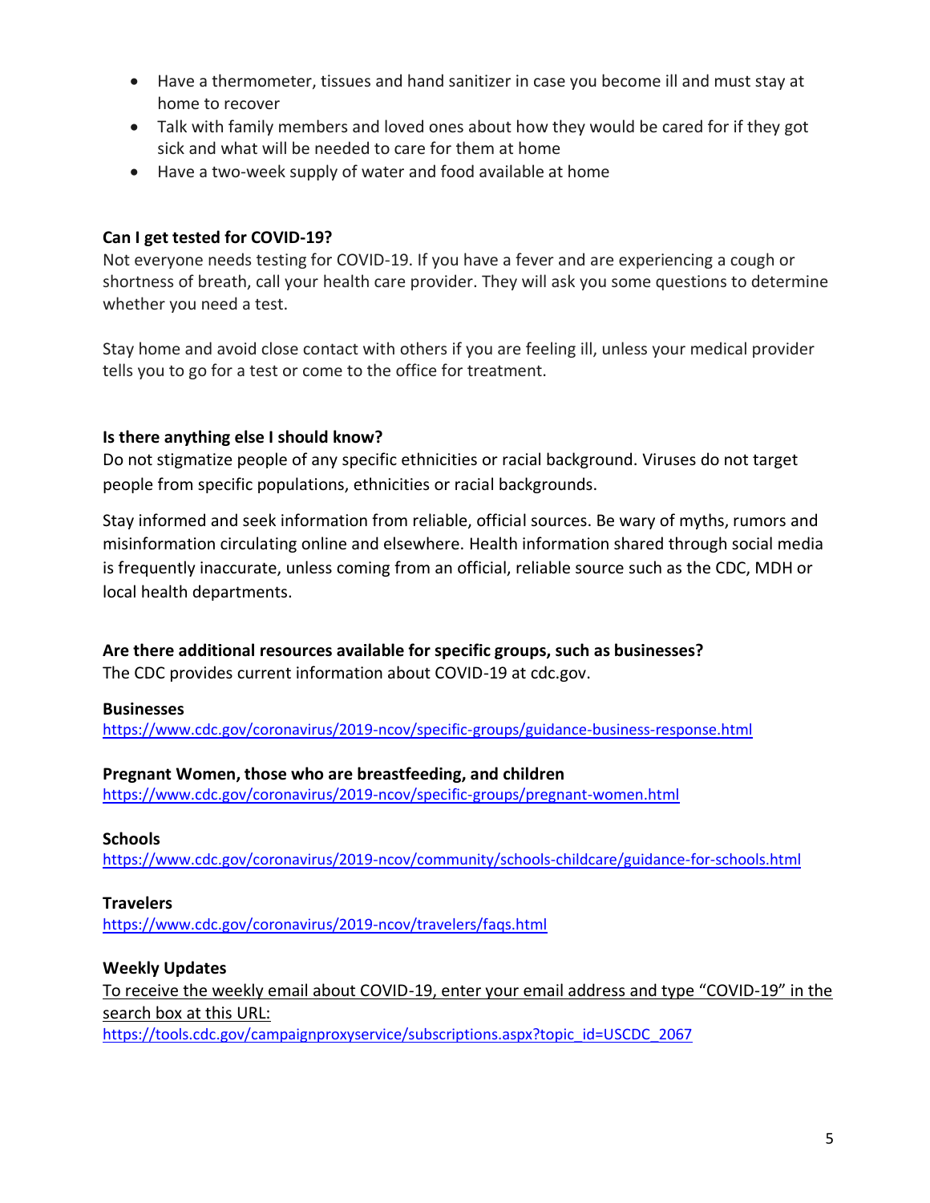- Have a thermometer, tissues and hand sanitizer in case you become ill and must stay at home to recover
- Talk with family members and loved ones about how they would be cared for if they got sick and what will be needed to care for them at home
- Have a two-week supply of water and food available at home

**Can I get tested for COVID-19?**

Not everyone needs testing for COVID-19. If you have a fever and are experiencing a cough or shortness of breath, call your health care provider. They will ask you some questions to determine whether you need a test.

Stay home and avoid close contact with others if you are feeling ill, unless your medical provider tells you to go for a test or come to the office for treatment.

**Is there anything else I should know?**

Do not stigmatize people of any specific ethnicities or racial background. Viruses do not target people from specific populations, ethnicities or racial backgrounds.

Stay informed and seek information from reliable, official sources. Be wary of myths, rumors and misinformation circulating online and elsewhere. Health information shared through social media is frequently inaccurate, unless coming from an official, reliable source such as the CDC, MDH or local health departments.

**Are there additional resources available for specific groups, such as businesses?**

The CDC provides current information about COVID-19 at cdc.gov.

**Businesses**

https://www.cdc.gov/coronavirus/2019-ncov/specific-groups/guidance-business-response.html

**Pregnant Women, those who are breastfeeding, and children**

https://www.cdc.gov/coronavirus/2019-ncov/specific-groups/pregnant-women.html

**Schools**

https://www.cdc.gov/coronavirus/2019-ncov/community/schools-childcare/guidance-for-schools.html

**Travelers**

https://www.cdc.gov/coronavirus/2019-ncov/travelers/faqs.html

**Weekly Updates**

To receive the weekly email about COVID-19, enter your email address and type "COVID-19" in the search box at this URL:

https://tools.cdc.gov/campaignproxyservice/subscriptions.aspx?topic_id=USCDC_2067